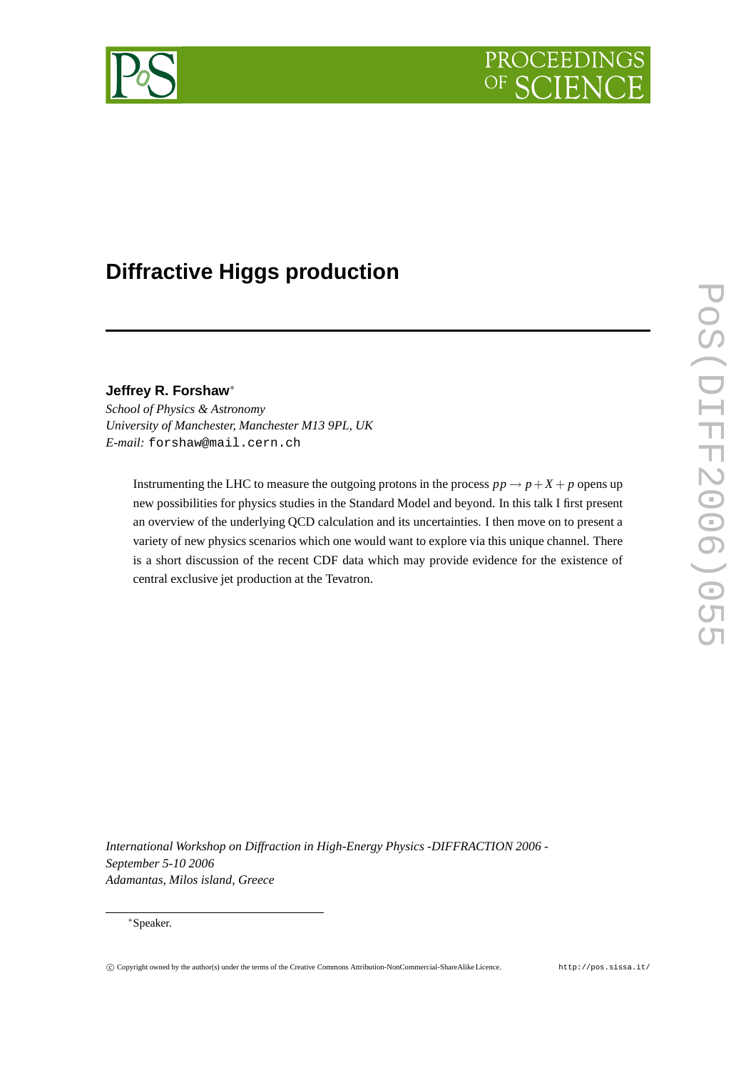# Diffractive Higgs production

**Jeffrey R. Forshaw**[*]

*School of Physics & Astronomy*
*University of Manchester, Manchester M13 9PL, UK*
*E-mail:* forshaw@mail.cern.ch

Instrumenting the LHC to measure the outgoing protons in the process $pp \to p + X + p$ opens up new possibilities for physics studies in the Standard Model and beyond. In this talk I first present an overview of the underlying QCD calculation and its uncertainties. I then move on to present a variety of new physics scenarios which one would want to explore via this unique channel. There is a short discussion of the recent CDF data which may provide evidence for the existence of central exclusive jet production at the Tevatron.

*International Workshop on Diffraction in High-Energy Physics -DIFFRACTION 2006 - September 5-10 2006*
*Adamantas, Milos island, Greece*

[*]Speaker.

© Copyright owned by the author(s) under the terms of the Creative Commons Attribution-NonCommercial-ShareAlike Licence. http://pos.sissa.it/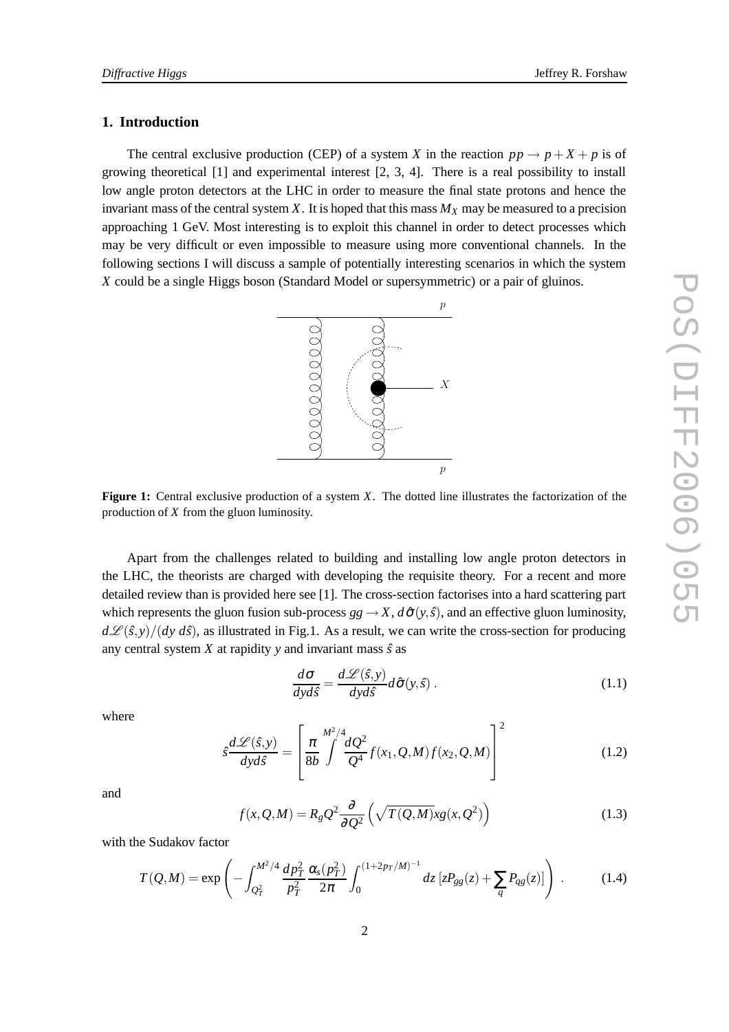## 1. Introduction

The central exclusive production (CEP) of a system $X$ in the reaction $pp \to p + X + p$ is of growing theoretical [1] and experimental interest [2, 3, 4]. There is a real possibility to install low angle proton detectors at the LHC in order to measure the final state protons and hence the invariant mass of the central system $X$. It is hoped that this mass $M_X$ may be measured to a precision approaching 1 GeV. Most interesting is to exploit this channel in order to detect processes which may be very difficult or even impossible to measure using more conventional channels. In the following sections I will discuss a sample of potentially interesting scenarios in which the system $X$ could be a single Higgs boson (Standard Model or supersymmetric) or a pair of gluinos.

**Figure 1:** Central exclusive production of a system $X$. The dotted line illustrates the factorization of the production of $X$ from the gluon luminosity.

Apart from the challenges related to building and installing low angle proton detectors in the LHC, the theorists are charged with developing the requisite theory. For a recent and more detailed review than is provided here see [1]. The cross-section factorises into a hard scattering part which represents the gluon fusion sub-process $gg \to X$, $d\hat{\sigma}(y,\hat{s})$, and an effective gluon luminosity, $d\mathscr{L}(\hat{s},y)/(dy\, d\hat{s})$, as illustrated in Fig.1. As a result, we can write the cross-section for producing any central system $X$ at rapidity $y$ and invariant mass $\hat{s}$ as

$$\frac{d\sigma}{dyd\hat{s}} = \frac{d\mathscr{L}(\hat{s},y)}{dyd\hat{s}} d\hat{\sigma}(y,\hat{s}) \,. \tag{1.1}$$

where

$$\hat{s}\frac{d\mathscr{L}(\hat{s},y)}{dyd\hat{s}} = \left[ \frac{\pi}{8b} \int^{M^2/4} \frac{dQ^2}{Q^4} f(x_1,Q,M) f(x_2,Q,M) \right]^2 \tag{1.2}$$

and

$$f(x,Q,M) = R_g Q^2 \frac{\partial}{\partial Q^2} \left( \sqrt{T(Q,M)} x g(x,Q^2) \right) \tag{1.3}$$

with the Sudakov factor

$$T(Q,M) = \exp\left( -\int_{Q_T^2}^{M^2/4} \frac{dp_T^2}{p_T^2} \frac{\alpha_s(p_T^2)}{2\pi} \int_0^{(1+2p_T/M)^{-1}} dz \left[ zP_{gg}(z) + \sum_q P_{qg}(z) \right] \right) \,. \tag{1.4}$$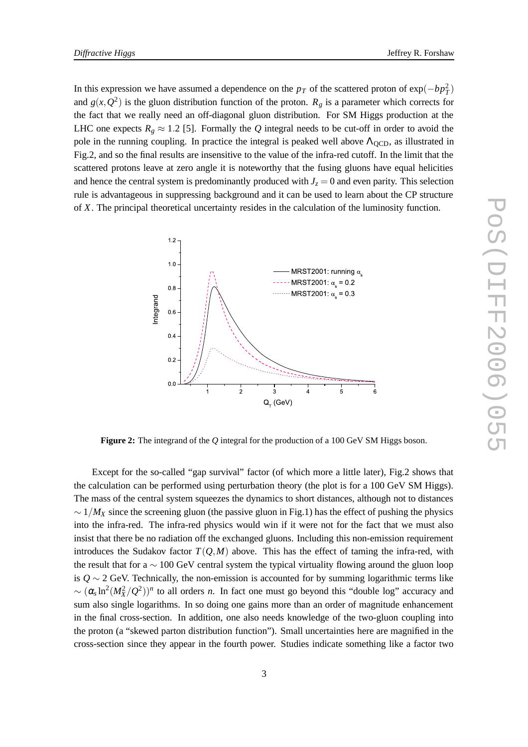In this expression we have assumed a dependence on the $p_T$ of the scattered proton of $\exp(-bp_T^2)$ and $g(x,Q^2)$ is the gluon distribution function of the proton. $R_g$ is a parameter which corrects for the fact that we really need an off-diagonal gluon distribution. For SM Higgs production at the LHC one expects $R_g \approx 1.2$ [5]. Formally the $Q$ integral needs to be cut-off in order to avoid the pole in the running coupling. In practice the integral is peaked well above $\Lambda_{\rm QCD}$, as illustrated in Fig.2, and so the final results are insensitive to the value of the infra-red cutoff. In the limit that the scattered protons leave at zero angle it is noteworthy that the fusing gluons have equal helicities and hence the central system is predominantly produced with $J_z = 0$ and even parity. This selection rule is advantageous in suppressing background and it can be used to learn about the CP structure of $X$. The principal theoretical uncertainty resides in the calculation of the luminosity function.

**Figure 2:** The integrand of the $Q$ integral for the production of a 100 GeV SM Higgs boson.

Except for the so-called "gap survival" factor (of which more a little later), Fig.2 shows that the calculation can be performed using perturbation theory (the plot is for a 100 GeV SM Higgs). The mass of the central system squeezes the dynamics to short distances, although not to distances $\sim 1/M_X$ since the screening gluon (the passive gluon in Fig.1) has the effect of pushing the physics into the infra-red. The infra-red physics would win if it were not for the fact that we must also insist that there be no radiation off the exchanged gluons. Including this non-emission requirement introduces the Sudakov factor $T(Q,M)$ above. This has the effect of taming the infra-red, with the result that for a $\sim 100$ GeV central system the typical virtuality flowing around the gluon loop is $Q \sim 2$ GeV. Technically, the non-emission is accounted for by summing logarithmic terms like $\sim (\alpha_s \ln^2(M_X^2/Q^2))^n$ to all orders $n$. In fact one must go beyond this "double log" accuracy and sum also single logarithms. In so doing one gains more than an order of magnitude enhancement in the final cross-section. In addition, one also needs knowledge of the two-gluon coupling into the proton (a "skewed parton distribution function"). Small uncertainties here are magnified in the cross-section since they appear in the fourth power. Studies indicate something like a factor two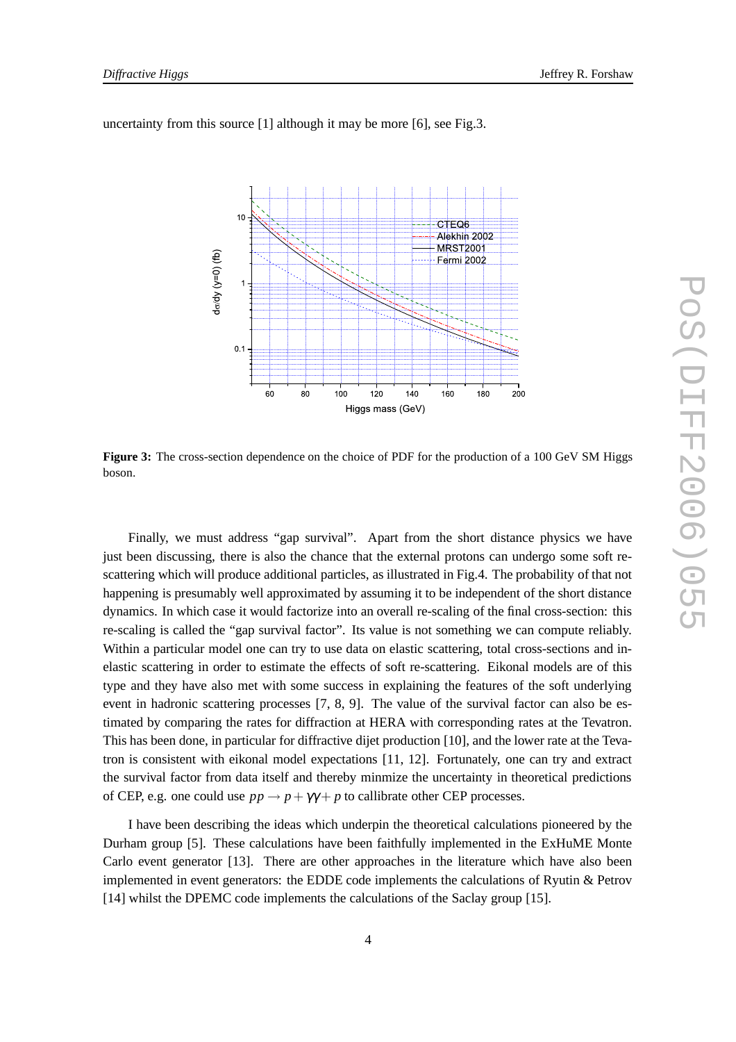uncertainty from this source [1] although it may be more [6], see Fig.3.

**Figure 3:** The cross-section dependence on the choice of PDF for the production of a 100 GeV SM Higgs boson.

Finally, we must address “gap survival”. Apart from the short distance physics we have just been discussing, there is also the chance that the external protons can undergo some soft re-scattering which will produce additional particles, as illustrated in Fig.4. The probability of that not happening is presumably well approximated by assuming it to be independent of the short distance dynamics. In which case it would factorize into an overall re-scaling of the final cross-section: this re-scaling is called the “gap survival factor”. Its value is not something we can compute reliably. Within a particular model one can try to use data on elastic scattering, total cross-sections and in-elastic scattering in order to estimate the effects of soft re-scattering. Eikonal models are of this type and they have also met with some success in explaining the features of the soft underlying event in hadronic scattering processes [7, 8, 9]. The value of the survival factor can also be estimated by comparing the rates for diffraction at HERA with corresponding rates at the Tevatron. This has been done, in particular for diffractive dijet production [10], and the lower rate at the Tevatron is consistent with eikonal model expectations [11, 12]. Fortunately, one can try and extract the survival factor from data itself and thereby minmize the uncertainty in theoretical predictions of CEP, e.g. one could use $pp \to p + \gamma\gamma + p$ to callibrate other CEP processes.

I have been describing the ideas which underpin the theoretical calculations pioneered by the Durham group [5]. These calculations have been faithfully implemented in the ExHuME Monte Carlo event generator [13]. There are other approaches in the literature which have also been implemented in event generators: the EDDE code implements the calculations of Ryutin & Petrov [14] whilst the DPEMC code implements the calculations of the Saclay group [15].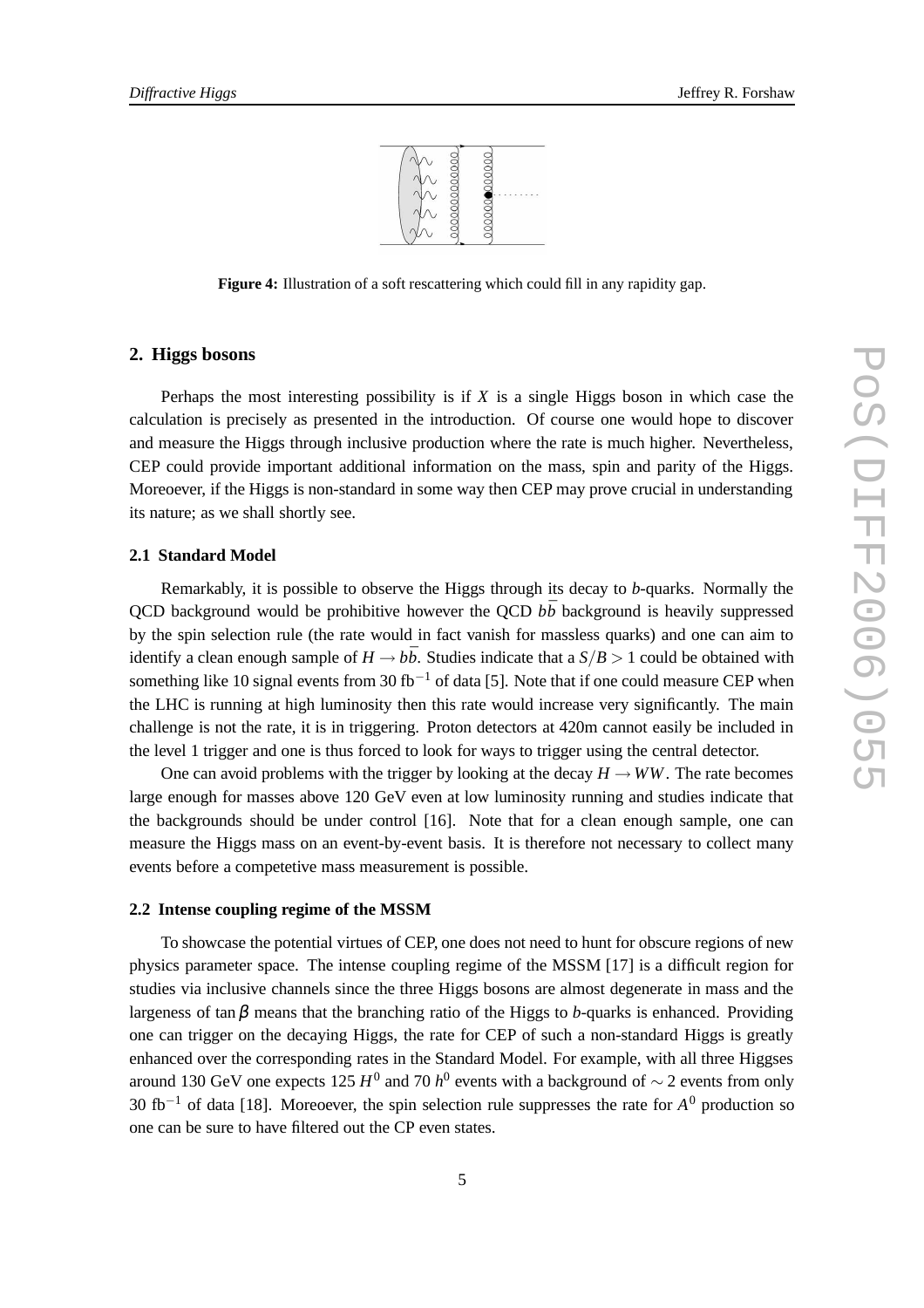**Figure 4:** Illustration of a soft rescattering which could fill in any rapidity gap.

## 2. Higgs bosons

Perhaps the most interesting possibility is if $X$ is a single Higgs boson in which case the calculation is precisely as presented in the introduction. Of course one would hope to discover and measure the Higgs through inclusive production where the rate is much higher. Nevertheless, CEP could provide important additional information on the mass, spin and parity of the Higgs. Moreoever, if the Higgs is non-standard in some way then CEP may prove crucial in understanding its nature; as we shall shortly see.

### 2.1 Standard Model

Remarkably, it is possible to observe the Higgs through its decay to $b$-quarks. Normally the QCD background would be prohibitive however the QCD $b\bar{b}$ background is heavily suppressed by the spin selection rule (the rate would in fact vanish for massless quarks) and one can aim to identify a clean enough sample of $H \to b\bar{b}$. Studies indicate that a $S/B > 1$ could be obtained with something like 10 signal events from 30 fb$^{-1}$ of data [5]. Note that if one could measure CEP when the LHC is running at high luminosity then this rate would increase very significantly. The main challenge is not the rate, it is in triggering. Proton detectors at 420m cannot easily be included in the level 1 trigger and one is thus forced to look for ways to trigger using the central detector.

One can avoid problems with the trigger by looking at the decay $H \to WW$. The rate becomes large enough for masses above 120 GeV even at low luminosity running and studies indicate that the backgrounds should be under control [16]. Note that for a clean enough sample, one can measure the Higgs mass on an event-by-event basis. It is therefore not necessary to collect many events before a competetive mass measurement is possible.

### 2.2 Intense coupling regime of the MSSM

To showcase the potential virtues of CEP, one does not need to hunt for obscure regions of new physics parameter space. The intense coupling regime of the MSSM [17] is a difficult region for studies via inclusive channels since the three Higgs bosons are almost degenerate in mass and the largeness of $\tan\beta$ means that the branching ratio of the Higgs to $b$-quarks is enhanced. Providing one can trigger on the decaying Higgs, the rate for CEP of such a non-standard Higgs is greatly enhanced over the corresponding rates in the Standard Model. For example, with all three Higgses around 130 GeV one expects 125 $H^0$ and 70 $h^0$ events with a background of $\sim 2$ events from only 30 fb$^{-1}$ of data [18]. Moreoever, the spin selection rule suppresses the rate for $A^0$ production so one can be sure to have filtered out the CP even states.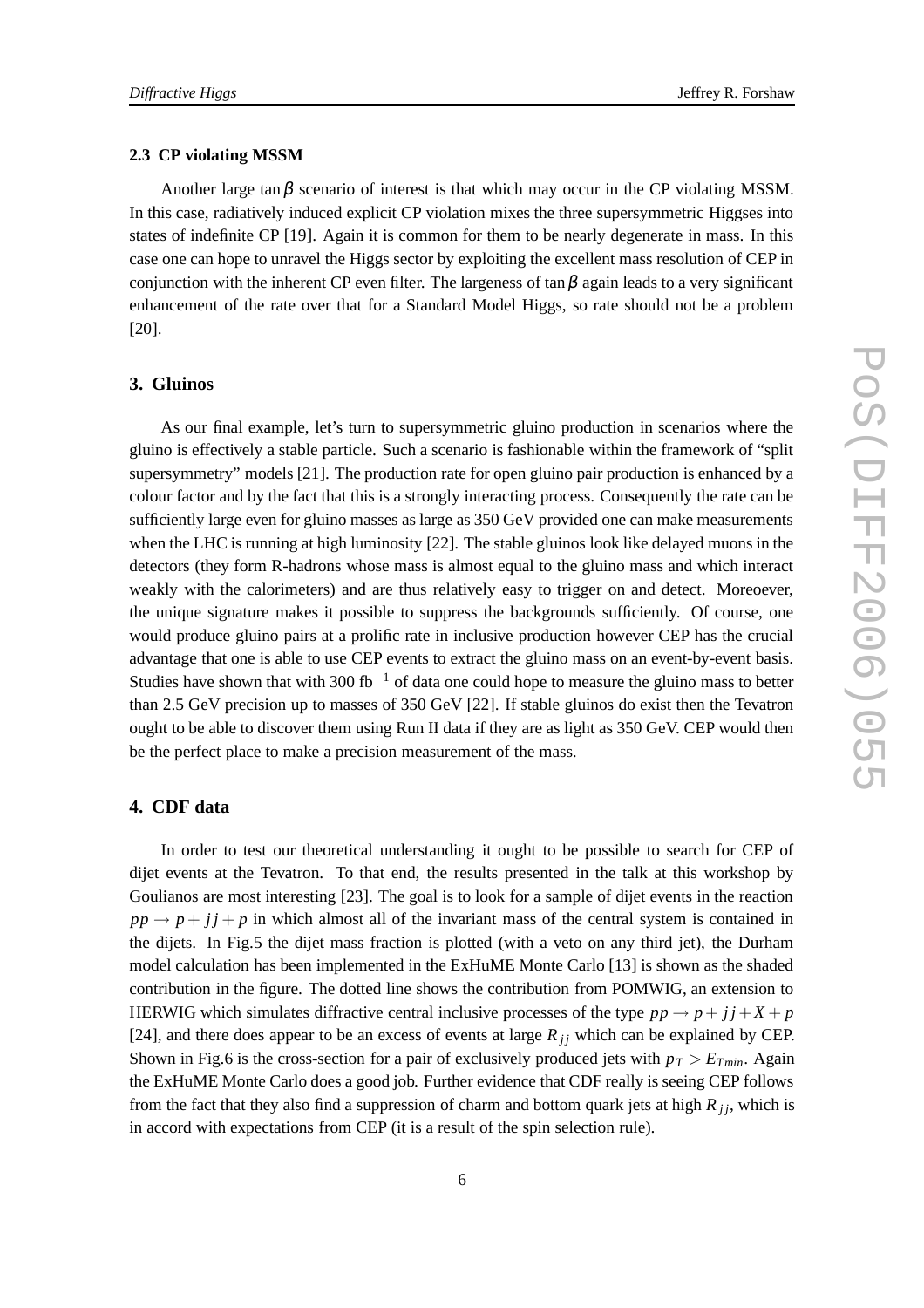### 2.3 CP violating MSSM

Another large $\tan\beta$ scenario of interest is that which may occur in the CP violating MSSM. In this case, radiatively induced explicit CP violation mixes the three supersymmetric Higgses into states of indefinite CP [19]. Again it is common for them to be nearly degenerate in mass. In this case one can hope to unravel the Higgs sector by exploiting the excellent mass resolution of CEP in conjunction with the inherent CP even filter. The largeness of $\tan\beta$ again leads to a very significant enhancement of the rate over that for a Standard Model Higgs, so rate should not be a problem [20].

## 3. Gluinos

As our final example, let's turn to supersymmetric gluino production in scenarios where the gluino is effectively a stable particle. Such a scenario is fashionable within the framework of "split supersymmetry" models [21]. The production rate for open gluino pair production is enhanced by a colour factor and by the fact that this is a strongly interacting process. Consequently the rate can be sufficiently large even for gluino masses as large as 350 GeV provided one can make measurements when the LHC is running at high luminosity [22]. The stable gluinos look like delayed muons in the detectors (they form R-hadrons whose mass is almost equal to the gluino mass and which interact weakly with the calorimeters) and are thus relatively easy to trigger on and detect. Moreoever, the unique signature makes it possible to suppress the backgrounds sufficiently. Of course, one would produce gluino pairs at a prolific rate in inclusive production however CEP has the crucial advantage that one is able to use CEP events to extract the gluino mass on an event-by-event basis. Studies have shown that with 300 fb$^{-1}$ of data one could hope to measure the gluino mass to better than 2.5 GeV precision up to masses of 350 GeV [22]. If stable gluinos do exist then the Tevatron ought to be able to discover them using Run II data if they are as light as 350 GeV. CEP would then be the perfect place to make a precision measurement of the mass.

## 4. CDF data

In order to test our theoretical understanding it ought to be possible to search for CEP of dijet events at the Tevatron. To that end, the results presented in the talk at this workshop by Goulianos are most interesting [23]. The goal is to look for a sample of dijet events in the reaction $pp \to p + jj + p$ in which almost all of the invariant mass of the central system is contained in the dijets. In Fig.5 the dijet mass fraction is plotted (with a veto on any third jet), the Durham model calculation has been implemented in the ExHuME Monte Carlo [13] is shown as the shaded contribution in the figure. The dotted line shows the contribution from POMWIG, an extension to HERWIG which simulates diffractive central inclusive processes of the type $pp \to p + jj + X + p$ [24], and there does appear to be an excess of events at large $R_{jj}$ which can be explained by CEP. Shown in Fig.6 is the cross-section for a pair of exclusively produced jets with $p_T > E_{Tmin}$. Again the ExHuME Monte Carlo does a good job. Further evidence that CDF really is seeing CEP follows from the fact that they also find a suppression of charm and bottom quark jets at high $R_{jj}$, which is in accord with expectations from CEP (it is a result of the spin selection rule).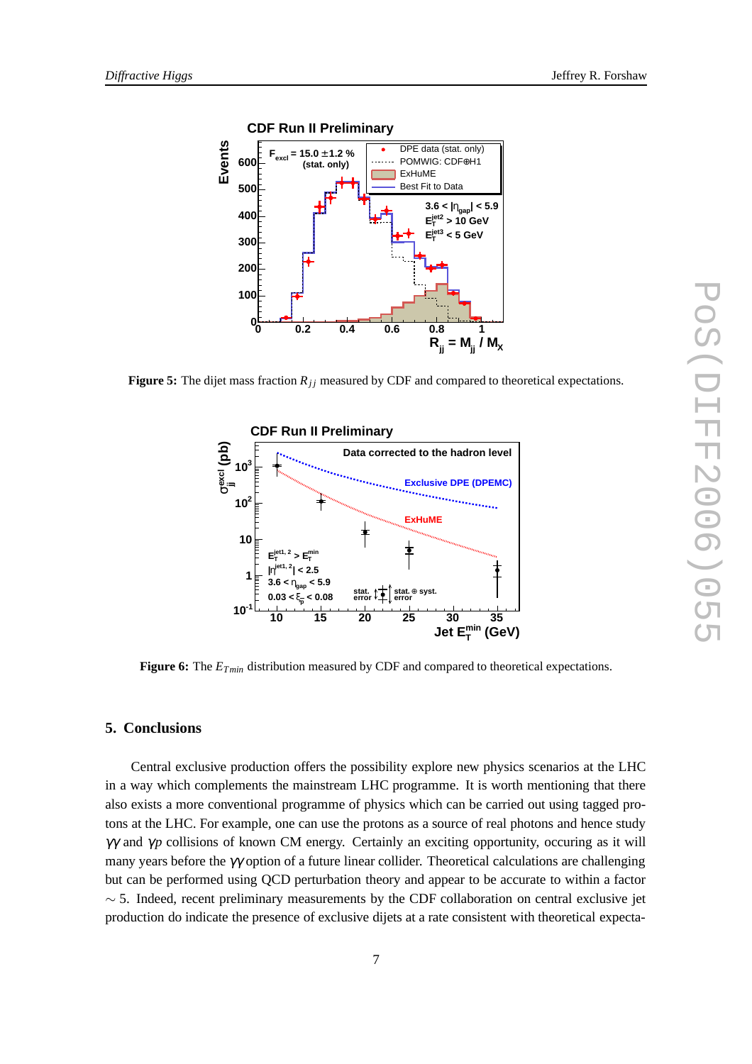**Figure 5:** The dijet mass fraction $R_{jj}$ measured by CDF and compared to theoretical expectations.

**Figure 6:** The $E_{Tmin}$ distribution measured by CDF and compared to theoretical expectations.

## 5. Conclusions

Central exclusive production offers the possibility explore new physics scenarios at the LHC in a way which complements the mainstream LHC programme. It is worth mentioning that there also exists a more conventional programme of physics which can be carried out using tagged protons at the LHC. For example, one can use the protons as a source of real photons and hence study $\gamma\gamma$ and $\gamma p$ collisions of known CM energy. Certainly an exciting opportunity, occuring as it will many years before the $\gamma\gamma$ option of a future linear collider. Theoretical calculations are challenging but can be performed using QCD perturbation theory and appear to be accurate to within a factor $\sim 5$. Indeed, recent preliminary measurements by the CDF collaboration on central exclusive jet production do indicate the presence of exclusive dijets at a rate consistent with theoretical expecta-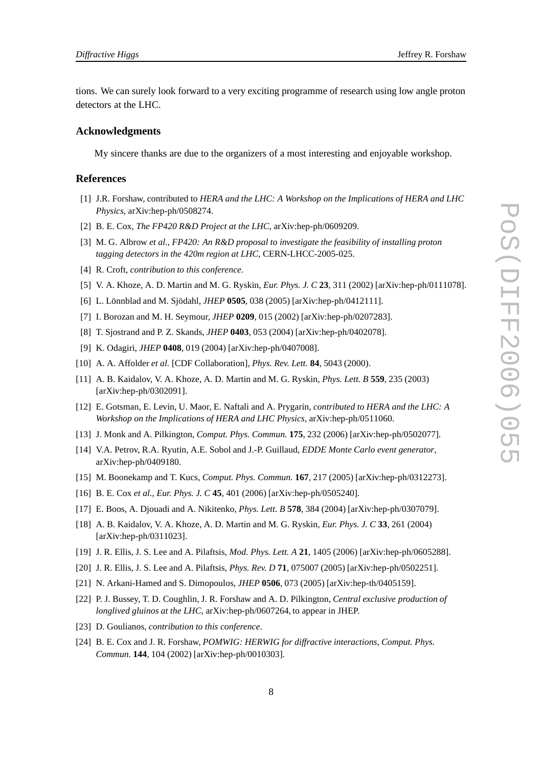tions. We can surely look forward to a very exciting programme of research using low angle proton detectors at the LHC.

## Acknowledgments

My sincere thanks are due to the organizers of a most interesting and enjoyable workshop.

## References

[1] J.R. Forshaw, contributed to *HERA and the LHC: A Workshop on the Implications of HERA and LHC Physics*, arXiv:hep-ph/0508274.

[2] B. E. Cox, *The FP420 R&D Project at the LHC*, arXiv:hep-ph/0609209.

[3] M. G. Albrow *et al.*, *FP420: An R&D proposal to investigate the feasibility of installing proton tagging detectors in the 420m region at LHC*, CERN-LHCC-2005-025.

[4] R. Croft, *contribution to this conference*.

[5] V. A. Khoze, A. D. Martin and M. G. Ryskin, *Eur. Phys. J. C* **23**, 311 (2002) [arXiv:hep-ph/0111078].

[6] L. Lönnblad and M. Sjödahl, *JHEP* **0505**, 038 (2005) [arXiv:hep-ph/0412111].

[7] I. Borozan and M. H. Seymour, *JHEP* **0209**, 015 (2002) [arXiv:hep-ph/0207283].

[8] T. Sjostrand and P. Z. Skands, *JHEP* **0403**, 053 (2004) [arXiv:hep-ph/0402078].

[9] K. Odagiri, *JHEP* **0408**, 019 (2004) [arXiv:hep-ph/0407008].

[10] A. A. Affolder *et al.* [CDF Collaboration], *Phys. Rev. Lett.* **84**, 5043 (2000).

[11] A. B. Kaidalov, V. A. Khoze, A. D. Martin and M. G. Ryskin, *Phys. Lett. B* **559**, 235 (2003) [arXiv:hep-ph/0302091].

[12] E. Gotsman, E. Levin, U. Maor, E. Naftali and A. Prygarin, *contributed to HERA and the LHC: A Workshop on the Implications of HERA and LHC Physics*, arXiv:hep-ph/0511060.

[13] J. Monk and A. Pilkington, *Comput. Phys. Commun.* **175**, 232 (2006) [arXiv:hep-ph/0502077].

[14] V.A. Petrov, R.A. Ryutin, A.E. Sobol and J.-P. Guillaud, *EDDE Monte Carlo event generator*, arXiv:hep-ph/0409180.

[15] M. Boonekamp and T. Kucs, *Comput. Phys. Commun.* **167**, 217 (2005) [arXiv:hep-ph/0312273].

[16] B. E. Cox *et al.*, *Eur. Phys. J. C* **45**, 401 (2006) [arXiv:hep-ph/0505240].

[17] E. Boos, A. Djouadi and A. Nikitenko, *Phys. Lett. B* **578**, 384 (2004) [arXiv:hep-ph/0307079].

[18] A. B. Kaidalov, V. A. Khoze, A. D. Martin and M. G. Ryskin, *Eur. Phys. J. C* **33**, 261 (2004) [arXiv:hep-ph/0311023].

[19] J. R. Ellis, J. S. Lee and A. Pilaftsis, *Mod. Phys. Lett. A* **21**, 1405 (2006) [arXiv:hep-ph/0605288].

[20] J. R. Ellis, J. S. Lee and A. Pilaftsis, *Phys. Rev. D* **71**, 075007 (2005) [arXiv:hep-ph/0502251].

[21] N. Arkani-Hamed and S. Dimopoulos, *JHEP* **0506**, 073 (2005) [arXiv:hep-th/0405159].

[22] P. J. Bussey, T. D. Coughlin, J. R. Forshaw and A. D. Pilkington, *Central exclusive production of longlived gluinos at the LHC*, arXiv:hep-ph/0607264, to appear in JHEP.

[23] D. Goulianos, *contribution to this conference*.

[24] B. E. Cox and J. R. Forshaw, *POMWIG: HERWIG for diffractive interactions*, *Comput. Phys. Commun.* **144**, 104 (2002) [arXiv:hep-ph/0010303].